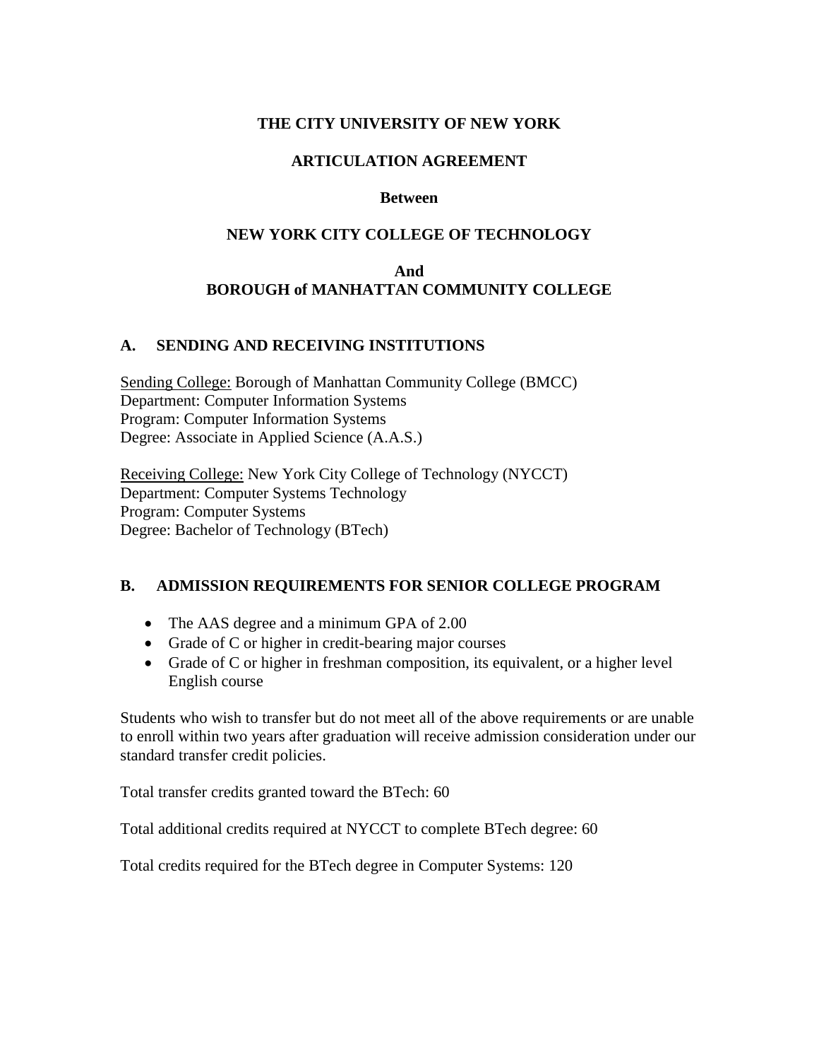# THE CITY UNIVERSITY OF NEW YORK

## ARTICULATION AGREEMENT

**Between**

## NEW YORK CITY COLLEGE OF TECHNOLOGY

**And**

## BOROUGH of MANHATTAN COMMUNITY COLLEGE

### A. SENDING AND RECEIVING INSTITUTIONS

Sending College: Borough of Manhattan Community College (BMCC)
Department: Computer Information Systems
Program: Computer Information Systems
Degree: Associate in Applied Science (A.A.S.)

Receiving College: New York City College of Technology (NYCCT)
Department: Computer Systems Technology
Program: Computer Systems
Degree: Bachelor of Technology (BTech)

### B. ADMISSION REQUIREMENTS FOR SENIOR COLLEGE PROGRAM

- The AAS degree and a minimum GPA of 2.00
- Grade of C or higher in credit-bearing major courses
- Grade of C or higher in freshman composition, its equivalent, or a higher level English course

Students who wish to transfer but do not meet all of the above requirements or are unable to enroll within two years after graduation will receive admission consideration under our standard transfer credit policies.

Total transfer credits granted toward the BTech: 60

Total additional credits required at NYCCT to complete BTech degree: 60

Total credits required for the BTech degree in Computer Systems: 120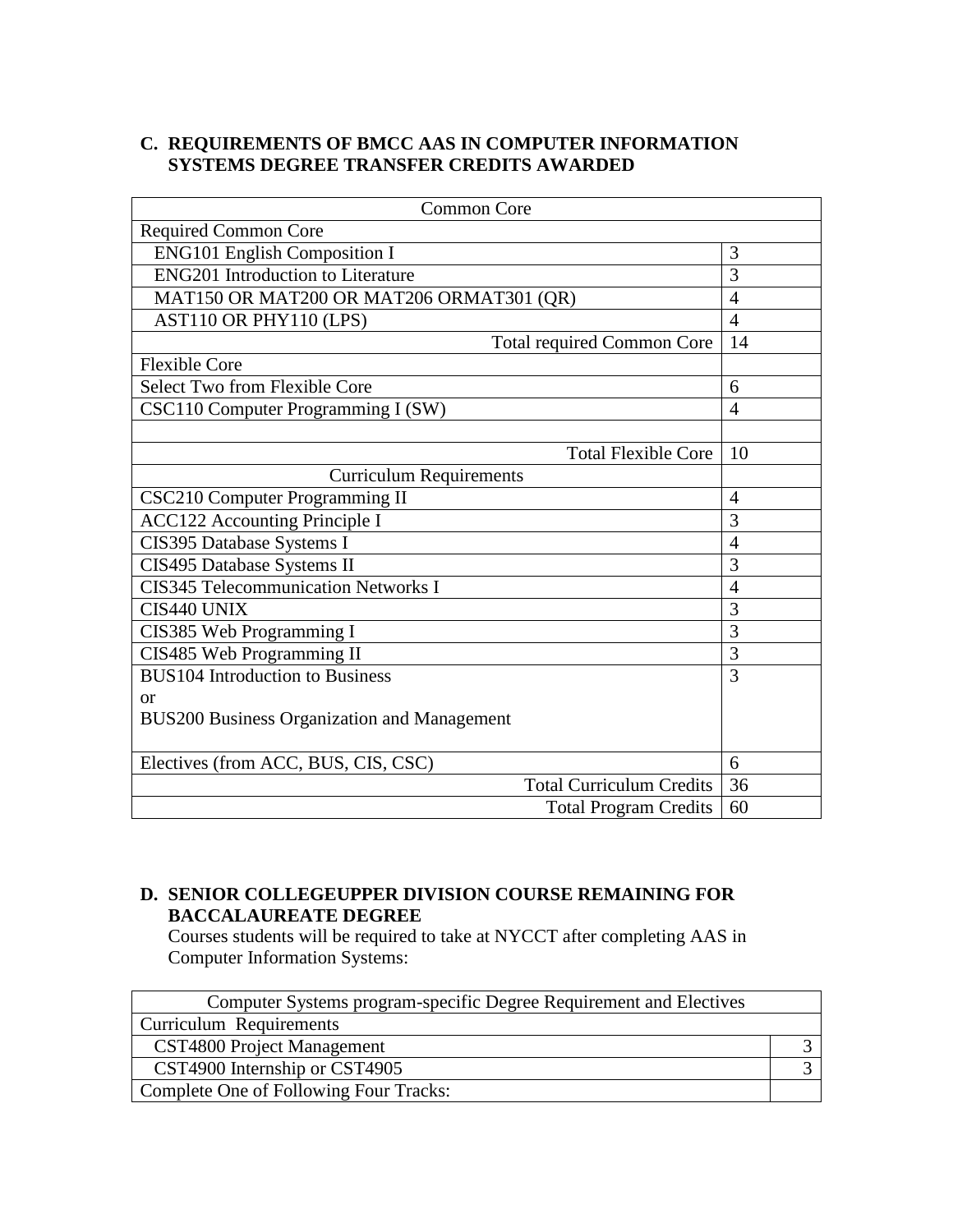**C. REQUIREMENTS OF BMCC AAS IN COMPUTER INFORMATION SYSTEMS DEGREE TRANSFER CREDITS AWARDED**

| Common Core | |
|---|---|
| Required Common Core | |
| ENG101 English Composition I | 3 |
| ENG201 Introduction to Literature | 3 |
| MAT150 OR MAT200 OR MAT206 ORMAT301 (QR) | 4 |
| AST110 OR PHY110 (LPS) | 4 |
| Total required Common Core | 14 |
| Flexible Core | |
| Select Two from Flexible Core | 6 |
| CSC110 Computer Programming I (SW) | 4 |
| | |
| Total Flexible Core | 10 |
| Curriculum Requirements | |
| CSC210 Computer Programming II | 4 |
| ACC122 Accounting Principle I | 3 |
| CIS395 Database Systems I | 4 |
| CIS495 Database Systems II | 3 |
| CIS345 Telecommunication Networks I | 4 |
| CIS440 UNIX | 3 |
| CIS385 Web Programming I | 3 |
| CIS485 Web Programming II | 3 |
| BUS104 Introduction to Business or BUS200 Business Organization and Management | 3 |
| Electives (from ACC, BUS, CIS, CSC) | 6 |
| Total Curriculum Credits | 36 |
| Total Program Credits | 60 |

**D. SENIOR COLLEGEUPPER DIVISION COURSE REMAINING FOR BACCALAUREATE DEGREE**

Courses students will be required to take at NYCCT after completing AAS in Computer Information Systems:

| Computer Systems program-specific Degree Requirement and Electives | |
|---|---|
| Curriculum Requirements | |
| CST4800 Project Management | 3 |
| CST4900 Internship or CST4905 | 3 |
| Complete One of Following Four Tracks: | |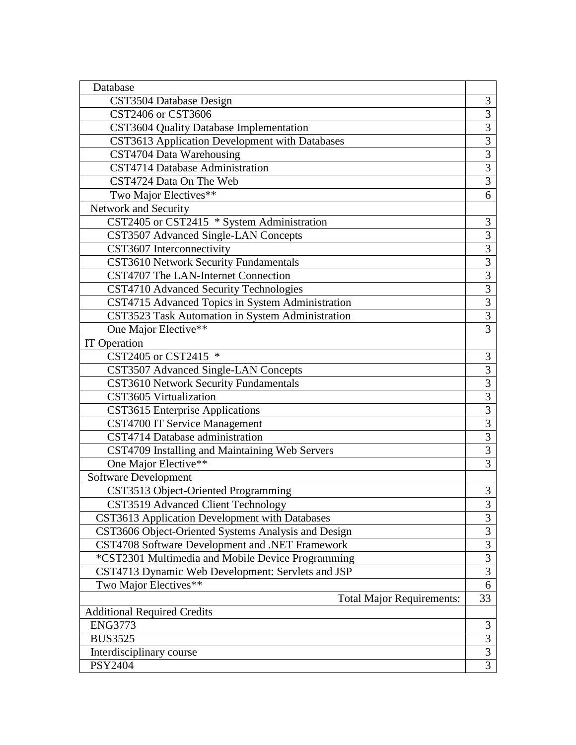| | |
|---|---|
| Database | |
| CST3504 Database Design | 3 |
| CST2406 or CST3606 | 3 |
| CST3604 Quality Database Implementation | 3 |
| CST3613 Application Development with Databases | 3 |
| CST4704 Data Warehousing | 3 |
| CST4714 Database Administration | 3 |
| CST4724 Data On The Web | 3 |
| Two Major Electives** | 6 |
| Network and Security | |
| CST2405 or CST2415 * System Administration | 3 |
| CST3507 Advanced Single-LAN Concepts | 3 |
| CST3607 Interconnectivity | 3 |
| CST3610 Network Security Fundamentals | 3 |
| CST4707 The LAN-Internet Connection | 3 |
| CST4710 Advanced Security Technologies | 3 |
| CST4715 Advanced Topics in System Administration | 3 |
| CST3523 Task Automation in System Administration | 3 |
| One Major Elective** | 3 |
| IT Operation | |
| CST2405 or CST2415 * | 3 |
| CST3507 Advanced Single-LAN Concepts | 3 |
| CST3610 Network Security Fundamentals | 3 |
| CST3605 Virtualization | 3 |
| CST3615 Enterprise Applications | 3 |
| CST4700 IT Service Management | 3 |
| CST4714 Database administration | 3 |
| CST4709 Installing and Maintaining Web Servers | 3 |
| One Major Elective** | 3 |
| Software Development | |
| CST3513 Object-Oriented Programming | 3 |
| CST3519 Advanced Client Technology | 3 |
| CST3613 Application Development with Databases | 3 |
| CST3606 Object-Oriented Systems Analysis and Design | 3 |
| CST4708 Software Development and .NET Framework | 3 |
| *CST2301 Multimedia and Mobile Device Programming | 3 |
| CST4713 Dynamic Web Development: Servlets and JSP | 3 |
| Two Major Electives** | 6 |
| Total Major Requirements: | 33 |
| Additional Required Credits | |
| ENG3773 | 3 |
| BUS3525 | 3 |
| Interdisciplinary course | 3 |
| PSY2404 | 3 |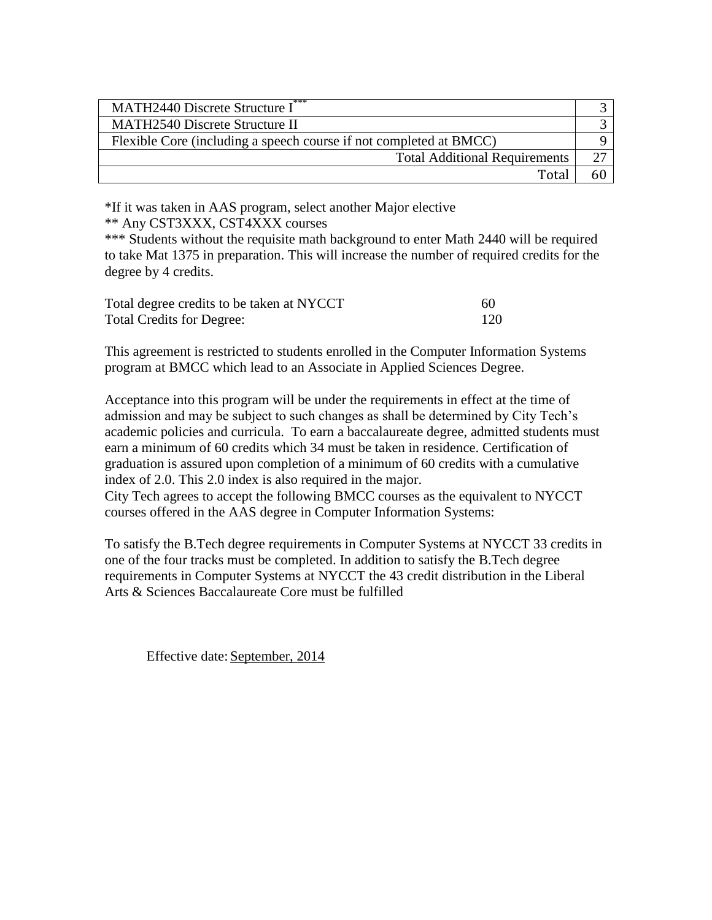| | |
|---|---|
| MATH2440 Discrete Structure I*** | 3 |
| MATH2540 Discrete Structure II | 3 |
| Flexible Core (including a speech course if not completed at BMCC) | 9 |
| Total Additional Requirements | 27 |
| Total | 60 |

*If it was taken in AAS program, select another Major elective

** Any CST3XXX, CST4XXX courses

*** Students without the requisite math background to enter Math 2440 will be required to take Mat 1375 in preparation. This will increase the number of required credits for the degree by 4 credits.

| | |
|---|---|
| Total degree credits to be taken at NYCCT | 60 |
| Total Credits for Degree: | 120 |

This agreement is restricted to students enrolled in the Computer Information Systems program at BMCC which lead to an Associate in Applied Sciences Degree.

Acceptance into this program will be under the requirements in effect at the time of admission and may be subject to such changes as shall be determined by City Tech's academic policies and curricula. To earn a baccalaureate degree, admitted students must earn a minimum of 60 credits which 34 must be taken in residence. Certification of graduation is assured upon completion of a minimum of 60 credits with a cumulative index of 2.0. This 2.0 index is also required in the major.

City Tech agrees to accept the following BMCC courses as the equivalent to NYCCT courses offered in the AAS degree in Computer Information Systems:

To satisfy the B.Tech degree requirements in Computer Systems at NYCCT 33 credits in one of the four tracks must be completed. In addition to satisfy the B.Tech degree requirements in Computer Systems at NYCCT the 43 credit distribution in the Liberal Arts & Sciences Baccalaureate Core must be fulfilled

Effective date: September, 2014